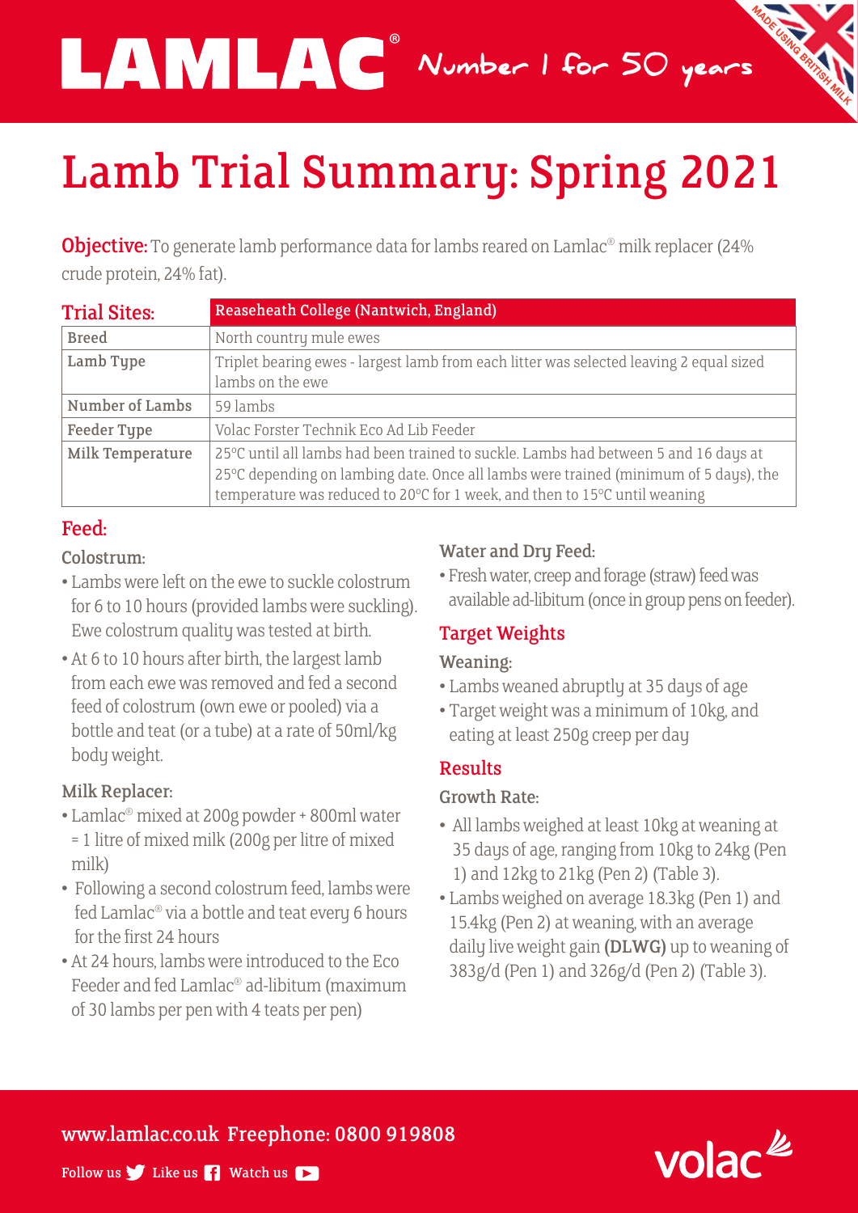LAMLAC® Number 1 for 50 years

MADE USING BRITISH MILK

# Lamb Trial Summary: Spring 2021

**Objective:** To generate lamb performance data for lambs reared on Lamlac® milk replacer (24% crude protein, 24% fat).

| Trial Sites: | Reaseheath College (Nantwich, England) |
|---|---|
| Breed | North country mule ewes |
| Lamb Type | Triplet bearing ewes - largest lamb from each litter was selected leaving 2 equal sized lambs on the ewe |
| Number of Lambs | 59 lambs |
| Feeder Type | Volac Forster Technik Eco Ad Lib Feeder |
| Milk Temperature | 25°C until all lambs had been trained to suckle. Lambs had between 5 and 16 days at 25°C depending on lambing date. Once all lambs were trained (minimum of 5 days), the temperature was reduced to 20°C for 1 week, and then to 15°C until weaning |

## Feed:

### Colostrum:

- Lambs were left on the ewe to suckle colostrum for 6 to 10 hours (provided lambs were suckling). Ewe colostrum quality was tested at birth.
- At 6 to 10 hours after birth, the largest lamb from each ewe was removed and fed a second feed of colostrum (own ewe or pooled) via a bottle and teat (or a tube) at a rate of 50ml/kg body weight.

### Milk Replacer:

- Lamlac® mixed at 200g powder + 800ml water = 1 litre of mixed milk (200g per litre of mixed milk)
- Following a second colostrum feed, lambs were fed Lamlac® via a bottle and teat every 6 hours for the first 24 hours
- At 24 hours, lambs were introduced to the Eco Feeder and fed Lamlac® ad-libitum (maximum of 30 lambs per pen with 4 teats per pen)

### Water and Dry Feed:

- Fresh water, creep and forage (straw) feed was available ad-libitum (once in group pens on feeder).

## Target Weights

### Weaning:

- Lambs weaned abruptly at 35 days of age
- Target weight was a minimum of 10kg, and eating at least 250g creep per day

## Results

### Growth Rate:

- All lambs weighed at least 10kg at weaning at 35 days of age, ranging from 10kg to 24kg (Pen 1) and 12kg to 21kg (Pen 2) (Table 3).
- Lambs weighed on average 18.3kg (Pen 1) and 15.4kg (Pen 2) at weaning, with an average daily live weight gain **(DLWG)** up to weaning of 383g/d (Pen 1) and 326g/d (Pen 2) (Table 3).

www.lamlac.co.uk Freephone: 0800 919808

Follow us Like us Watch us

volac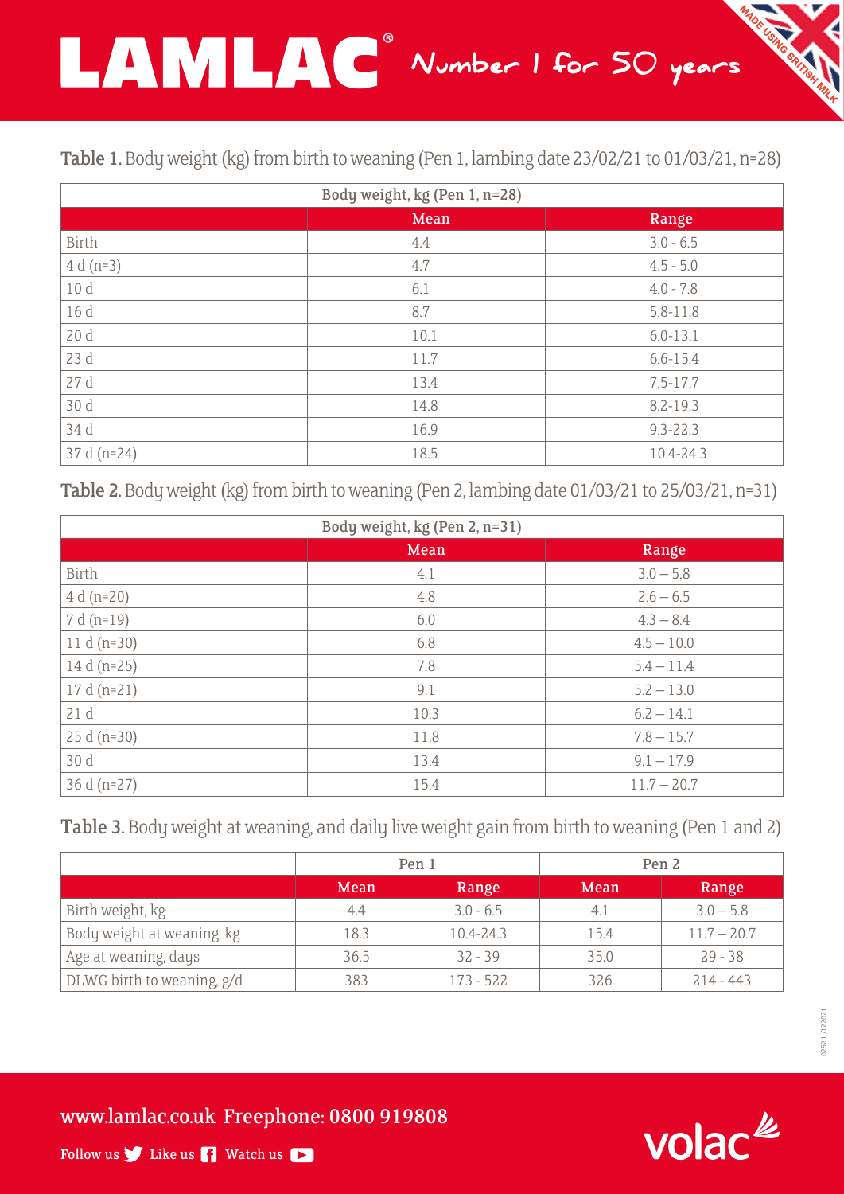# LAMLAC® Number 1 for 50 years

MADE USING BRITISH MILK

**Table 1.** Body weight (kg) from birth to weaning (Pen 1, lambing date 23/02/21 to 01/03/21, n=28)

| Body weight, kg (Pen 1, n=28) | | |
|---|---|---|
| | Mean | Range |
| Birth | 4.4 | 3.0 - 6.5 |
| 4 d (n=3) | 4.7 | 4.5 - 5.0 |
| 10 d | 6.1 | 4.0 - 7.8 |
| 16 d | 8.7 | 5.8-11.8 |
| 20 d | 10.1 | 6.0-13.1 |
| 23 d | 11.7 | 6.6-15.4 |
| 27 d | 13.4 | 7.5-17.7 |
| 30 d | 14.8 | 8.2-19.3 |
| 34 d | 16.9 | 9.3-22.3 |
| 37 d (n=24) | 18.5 | 10.4-24.3 |

**Table 2.** Body weight (kg) from birth to weaning (Pen 2, lambing date 01/03/21 to 25/03/21, n=31)

| Body weight, kg (Pen 2, n=31) | | |
|---|---|---|
| | Mean | Range |
| Birth | 4.1 | 3.0 – 5.8 |
| 4 d (n=20) | 4.8 | 2.6 – 6.5 |
| 7 d (n=19) | 6.0 | 4.3 – 8.4 |
| 11 d (n=30) | 6.8 | 4.5 – 10.0 |
| 14 d (n=25) | 7.8 | 5.4 – 11.4 |
| 17 d (n=21) | 9.1 | 5.2 – 13.0 |
| 21 d | 10.3 | 6.2 – 14.1 |
| 25 d (n=30) | 11.8 | 7.8 – 15.7 |
| 30 d | 13.4 | 9.1 – 17.9 |
| 36 d (n=27) | 15.4 | 11.7 – 20.7 |

**Table 3.** Body weight at weaning, and daily live weight gain from birth to weaning (Pen 1 and 2)

| | Pen 1 | | Pen 2 | |
|---|---|---|---|---|
| | Mean | Range | Mean | Range |
| Birth weight, kg | 4.4 | 3.0 - 6.5 | 4.1 | 3.0 – 5.8 |
| Body weight at weaning, kg | 18.3 | 10.4-24.3 | 15.4 | 11.7 – 20.7 |
| Age at weaning, days | 36.5 | 32 - 39 | 35.0 | 29 - 38 |
| DLWG birth to weaning, g/d | 383 | 173 - 522 | 326 | 214 - 443 |

02521 /122021

www.lamlac.co.uk Freephone: 0800 919808

Follow us Like us Watch us

volac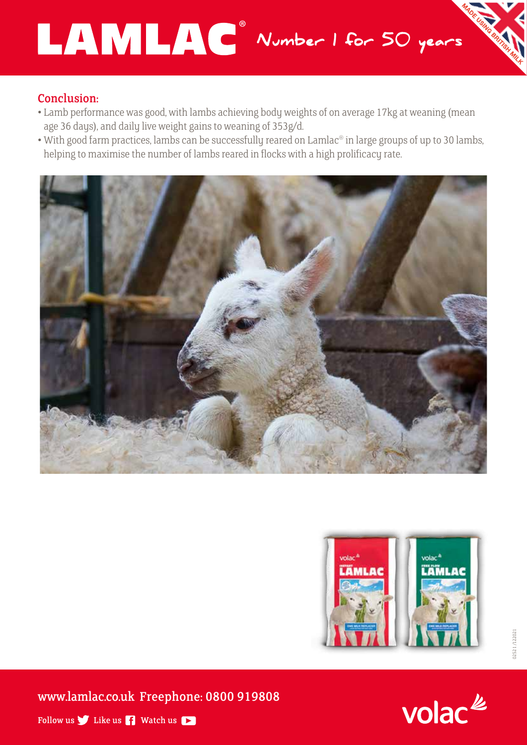# LAMLAC® Number 1 for 50 years

MADE USING BRITISH MILK

## Conclusion:

- Lamb performance was good, with lambs achieving body weights of on average 17kg at weaning (mean age 36 days), and daily live weight gains to weaning of 353g/d.
- With good farm practices, lambs can be successfully reared on Lamlac® in large groups of up to 30 lambs, helping to maximise the number of lambs reared in flocks with a high prolificacy rate.

02521 /122021

www.lamlac.co.uk Freephone: 0800 919808

Follow us Like us Watch us

volac